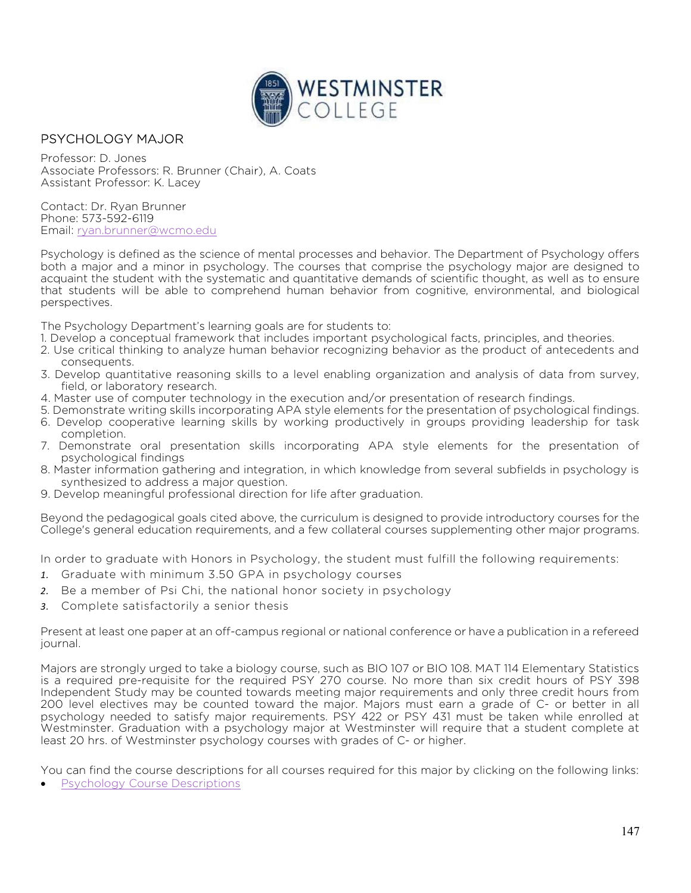## PSYCHOLOGY MAJOR

Professor: D. Jones
Associate Professors: R. Brunner (Chair), A. Coats
Assistant Professor: K. Lacey

Contact: Dr. Ryan Brunner
Phone: 573-592-6119
Email: [ryan.brunner@wcmo.edu](mailto:ryan.brunner@wcmo.edu)

Psychology is defined as the science of mental processes and behavior. The Department of Psychology offers both a major and a minor in psychology. The courses that comprise the psychology major are designed to acquaint the student with the systematic and quantitative demands of scientific thought, as well as to ensure that students will be able to comprehend human behavior from cognitive, environmental, and biological perspectives.

The Psychology Department's learning goals are for students to:

1. Develop a conceptual framework that includes important psychological facts, principles, and theories.
2. Use critical thinking to analyze human behavior recognizing behavior as the product of antecedents and consequents.
3. Develop quantitative reasoning skills to a level enabling organization and analysis of data from survey, field, or laboratory research.
4. Master use of computer technology in the execution and/or presentation of research findings.
5. Demonstrate writing skills incorporating APA style elements for the presentation of psychological findings.
6. Develop cooperative learning skills by working productively in groups providing leadership for task completion.
7. Demonstrate oral presentation skills incorporating APA style elements for the presentation of psychological findings
8. Master information gathering and integration, in which knowledge from several subfields in psychology is synthesized to address a major question.
9. Develop meaningful professional direction for life after graduation.

Beyond the pedagogical goals cited above, the curriculum is designed to provide introductory courses for the College's general education requirements, and a few collateral courses supplementing other major programs.

In order to graduate with Honors in Psychology, the student must fulfill the following requirements:

1. Graduate with minimum 3.50 GPA in psychology courses
2. Be a member of Psi Chi, the national honor society in psychology
3. Complete satisfactorily a senior thesis

Present at least one paper at an off-campus regional or national conference or have a publication in a refereed journal.

Majors are strongly urged to take a biology course, such as BIO 107 or BIO 108. MAT 114 Elementary Statistics is a required pre-requisite for the required PSY 270 course. No more than six credit hours of PSY 398 Independent Study may be counted towards meeting major requirements and only three credit hours from 200 level electives may be counted toward the major. Majors must earn a grade of C- or better in all psychology needed to satisfy major requirements. PSY 422 or PSY 431 must be taken while enrolled at Westminster. Graduation with a psychology major at Westminster will require that a student complete at least 20 hrs. of Westminster psychology courses with grades of C- or higher.

You can find the course descriptions for all courses required for this major by clicking on the following links:

- Psychology Course Descriptions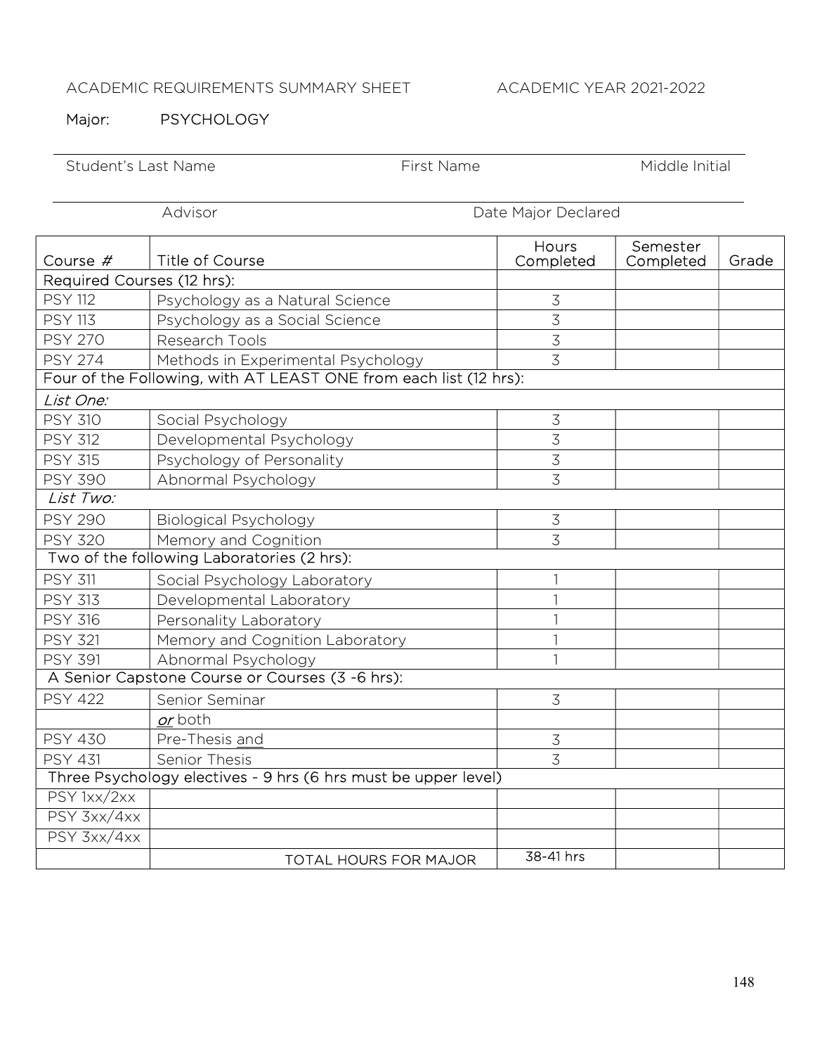ACADEMIC REQUIREMENTS SUMMARY SHEET ACADEMIC YEAR 2021-2022

Major: PSYCHOLOGY

Student's Last Name First Name Middle Initial

Advisor Date Major Declared

| Course # | Title of Course | Hours Completed | Semester Completed | Grade |
|---|---|---|---|---|
| Required Courses (12 hrs): | | | | |
| PSY 112 | Psychology as a Natural Science | 3 | | |
| PSY 113 | Psychology as a Social Science | 3 | | |
| PSY 270 | Research Tools | 3 | | |
| PSY 274 | Methods in Experimental Psychology | 3 | | |
| Four of the Following, with AT LEAST ONE from each list (12 hrs): | | | | |
| *List One:* | | | | |
| PSY 310 | Social Psychology | 3 | | |
| PSY 312 | Developmental Psychology | 3 | | |
| PSY 315 | Psychology of Personality | 3 | | |
| PSY 390 | Abnormal Psychology | 3 | | |
| *List Two:* | | | | |
| PSY 290 | Biological Psychology | 3 | | |
| PSY 320 | Memory and Cognition | 3 | | |
| Two of the following Laboratories (2 hrs): | | | | |
| PSY 311 | Social Psychology Laboratory | 1 | | |
| PSY 313 | Developmental Laboratory | 1 | | |
| PSY 316 | Personality Laboratory | 1 | | |
| PSY 321 | Memory and Cognition Laboratory | 1 | | |
| PSY 391 | Abnormal Psychology | 1 | | |
| A Senior Capstone Course or Courses (3 -6 hrs): | | | | |
| PSY 422 | Senior Seminar | 3 | | |
| | *or* both | | | |
| PSY 430 | Pre-Thesis and | 3 | | |
| PSY 431 | Senior Thesis | 3 | | |
| Three Psychology electives - 9 hrs (6 hrs must be upper level) | | | | |
| PSY 1xx/2xx | | | | |
| PSY 3xx/4xx | | | | |
| PSY 3xx/4xx | | | | |
| | TOTAL HOURS FOR MAJOR | 38-41 hrs | | |